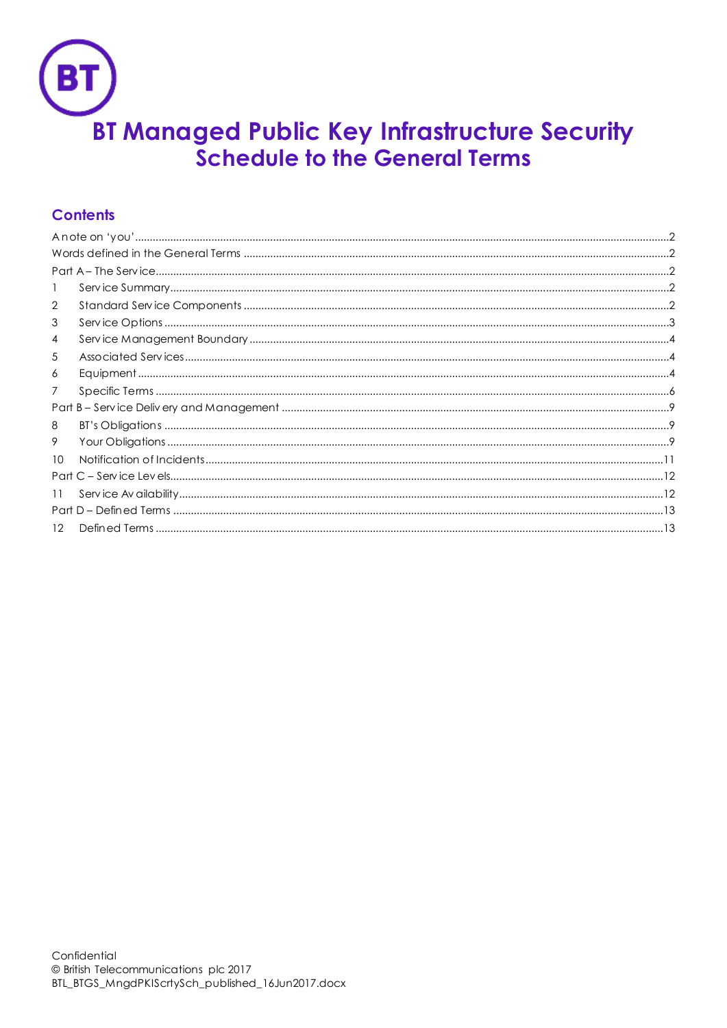# BT Managed Public Key Infrastructure Security Schedule to the General Terms

## Contents

- A note on 'you' .....2
- Words defined in the General Terms .....2
- Part A – The Service .....2
- 1 Service Summary .....2
- 2 Standard Service Components .....2
- 3 Service Options .....3
- 4 Service Management Boundary .....4
- 5 Associated Services .....4
- 6 Equipment .....4
- 7 Specific Terms .....6
- Part B – Service Delivery and Management .....9
- 8 BT's Obligations .....9
- 9 Your Obligations .....9
- 10 Notification of Incidents .....11
- Part C – Service Levels .....12
- 11 Service Availability .....12
- Part D – Defined Terms .....13
- 12 Defined Terms .....13

Confidential
© British Telecommunications plc 2017
BTL_BTGS_MngdPKIScrtySch_published_16Jun2017.docx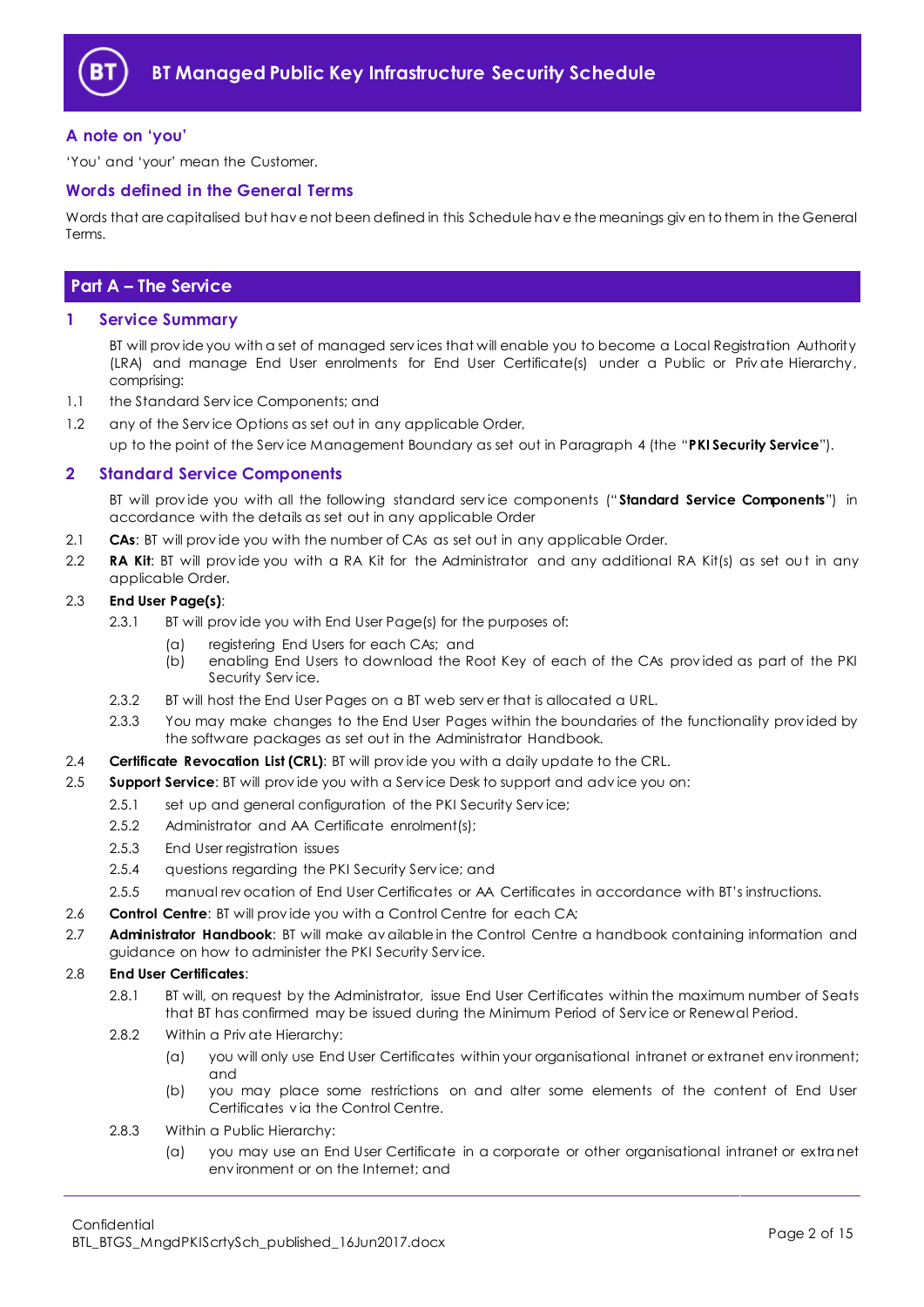## A note on 'you'

'You' and 'your' mean the Customer.

## Words defined in the General Terms

Words that are capitalised but have not been defined in this Schedule have the meanings given to them in the General Terms.

# Part A – The Service

## 1 Service Summary

BT will provide you with a set of managed services that will enable you to become a Local Registration Authority (LRA) and manage End User enrolments for End User Certificate(s) under a Public or Private Hierarchy, comprising:

1.1 the Standard Service Components; and

1.2 any of the Service Options as set out in any applicable Order,

up to the point of the Service Management Boundary as set out in Paragraph 4 (the "**PKI Security Service**").

## 2 Standard Service Components

BT will provide you with all the following standard service components ("**Standard Service Components**") in accordance with the details as set out in any applicable Order

2.1 **CAs**: BT will provide you with the number of CAs as set out in any applicable Order.

2.2 **RA Kit**: BT will provide you with a RA Kit for the Administrator and any additional RA Kit(s) as set out in any applicable Order.

2.3 **End User Page(s)**:

2.3.1 BT will provide you with End User Page(s) for the purposes of:

(a) registering End Users for each CAs; and

(b) enabling End Users to download the Root Key of each of the CAs provided as part of the PKI Security Service.

2.3.2 BT will host the End User Pages on a BT web server that is allocated a URL.

2.3.3 You may make changes to the End User Pages within the boundaries of the functionality provided by the software packages as set out in the Administrator Handbook.

2.4 **Certificate Revocation List (CRL)**: BT will provide you with a daily update to the CRL.

2.5 **Support Service**: BT will provide you with a Service Desk to support and advice you on:

2.5.1 set up and general configuration of the PKI Security Service;

2.5.2 Administrator and AA Certificate enrolment(s);

2.5.3 End User registration issues

2.5.4 questions regarding the PKI Security Service; and

2.5.5 manual revocation of End User Certificates or AA Certificates in accordance with BT's instructions.

2.6 **Control Centre**: BT will provide you with a Control Centre for each CA;

2.7 **Administrator Handbook**: BT will make available in the Control Centre a handbook containing information and guidance on how to administer the PKI Security Service.

2.8 **End User Certificates**:

2.8.1 BT will, on request by the Administrator, issue End User Certificates within the maximum number of Seats that BT has confirmed may be issued during the Minimum Period of Service or Renewal Period.

2.8.2 Within a Private Hierarchy:

(a) you will only use End User Certificates within your organisational intranet or extranet environment; and

(b) you may place some restrictions on and alter some elements of the content of End User Certificates via the Control Centre.

2.8.3 Within a Public Hierarchy:

(a) you may use an End User Certificate in a corporate or other organisational intranet or extranet environment or on the Internet; and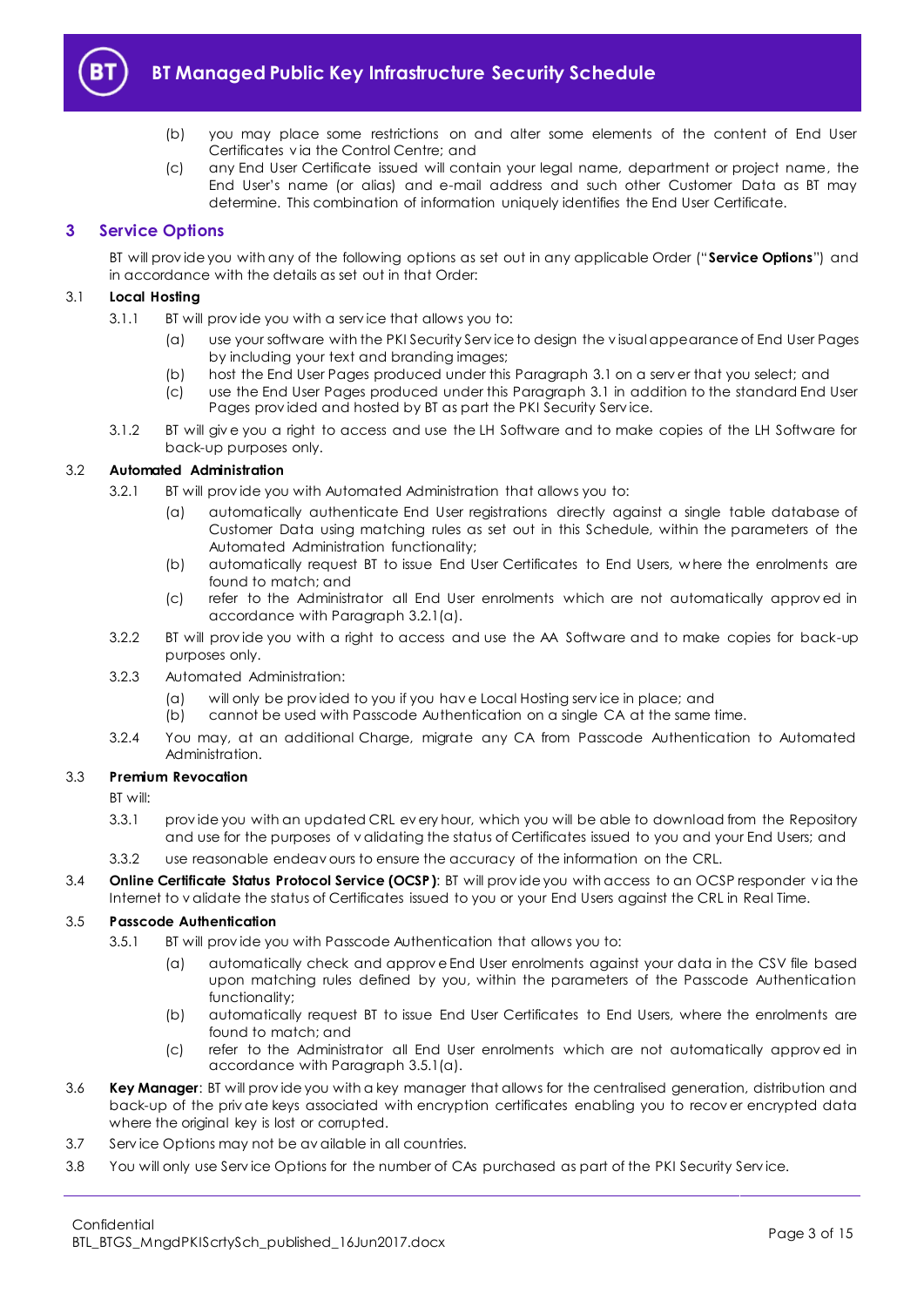(b) you may place some restrictions on and alter some elements of the content of End User Certificates via the Control Centre; and

(c) any End User Certificate issued will contain your legal name, department or project name, the End User's name (or alias) and e-mail address and such other Customer Data as BT may determine. This combination of information uniquely identifies the End User Certificate.

## 3 Service Options

BT will provide you with any of the following options as set out in any applicable Order ("**Service Options**") and in accordance with the details as set out in that Order:

### 3.1 Local Hosting

3.1.1 BT will provide you with a service that allows you to:

(a) use your software with the PKI Security Service to design the visual appearance of End User Pages by including your text and branding images;

(b) host the End User Pages produced under this Paragraph 3.1 on a server that you select; and

(c) use the End User Pages produced under this Paragraph 3.1 in addition to the standard End User Pages provided and hosted by BT as part the PKI Security Service.

3.1.2 BT will give you a right to access and use the LH Software and to make copies of the LH Software for back-up purposes only.

### 3.2 Automated Administration

3.2.1 BT will provide you with Automated Administration that allows you to:

(a) automatically authenticate End User registrations directly against a single table database of Customer Data using matching rules as set out in this Schedule, within the parameters of the Automated Administration functionality;

(b) automatically request BT to issue End User Certificates to End Users, where the enrolments are found to match; and

(c) refer to the Administrator all End User enrolments which are not automatically approved in accordance with Paragraph 3.2.1(a).

3.2.2 BT will provide you with a right to access and use the AA Software and to make copies for back-up purposes only.

3.2.3 Automated Administration:

(a) will only be provided to you if you have Local Hosting service in place; and

(b) cannot be used with Passcode Authentication on a single CA at the same time.

3.2.4 You may, at an additional Charge, migrate any CA from Passcode Authentication to Automated Administration.

### 3.3 Premium Revocation

BT will:

3.3.1 provide you with an updated CRL every hour, which you will be able to download from the Repository and use for the purposes of validating the status of Certificates issued to you and your End Users; and

3.3.2 use reasonable endeavours to ensure the accuracy of the information on the CRL.

3.4 **Online Certificate Status Protocol Service (OCSP)**: BT will provide you with access to an OCSP responder via the Internet to validate the status of Certificates issued to you or your End Users against the CRL in Real Time.

### 3.5 Passcode Authentication

3.5.1 BT will provide you with Passcode Authentication that allows you to:

(a) automatically check and approve End User enrolments against your data in the CSV file based upon matching rules defined by you, within the parameters of the Passcode Authentication functionality;

(b) automatically request BT to issue End User Certificates to End Users, where the enrolments are found to match; and

(c) refer to the Administrator all End User enrolments which are not automatically approved in accordance with Paragraph 3.5.1(a).

3.6 **Key Manager**: BT will provide you with a key manager that allows for the centralised generation, distribution and back-up of the private keys associated with encryption certificates enabling you to recover encrypted data where the original key is lost or corrupted.

3.7 Service Options may not be available in all countries.

3.8 You will only use Service Options for the number of CAs purchased as part of the PKI Security Service.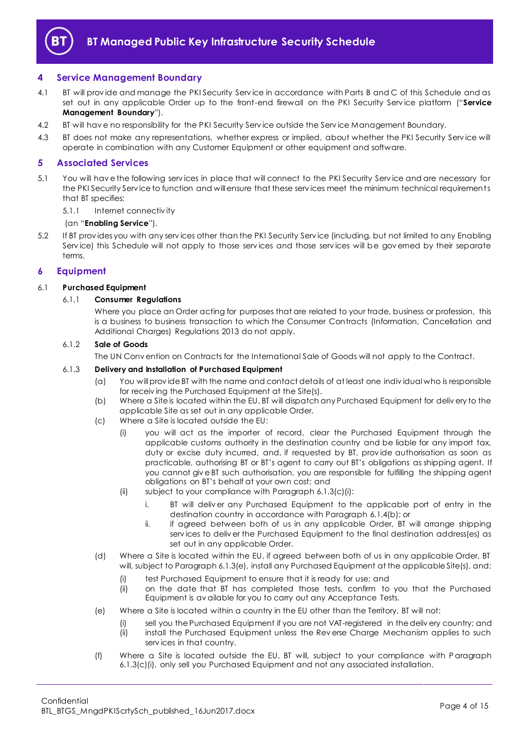## 4 Service Management Boundary

4.1 BT will provide and manage the PKI Security Service in accordance with Parts B and C of this Schedule and as set out in any applicable Order up to the front-end firewall on the PKI Security Service platform ("**Service Management Boundary**").

4.2 BT will have no responsibility for the PKI Security Service outside the Service Management Boundary.

4.3 BT does not make any representations, whether express or implied, about whether the PKI Security Service will operate in combination with any Customer Equipment or other equipment and software.

## 5 Associated Services

5.1 You will have the following services in place that will connect to the PKI Security Service and are necessary for the PKI Security Service to function and will ensure that these services meet the minimum technical requirements that BT specifies;

5.1.1 Internet connectivity

(an "**Enabling Service**").

5.2 If BT provides you with any services other than the PKI Security Service (including, but not limited to any Enabling Service) this Schedule will not apply to those services and those services will be governed by their separate terms.

## 6 Equipment

6.1 **Purchased Equipment**

6.1.1 **Consumer Regulations**

Where you place an Order acting for purposes that are related to your trade, business or profession, this is a business to business transaction to which the Consumer Contracts (Information, Cancellation and Additional Charges) Regulations 2013 do not apply.

6.1.2 **Sale of Goods**

The UN Convention on Contracts for the International Sale of Goods will not apply to the Contract.

6.1.3 **Delivery and Installation of Purchased Equipment**

(a) You will provide BT with the name and contact details of at least one individual who is responsible for receiving the Purchased Equipment at the Site(s).

(b) Where a Site is located within the EU, BT will dispatch any Purchased Equipment for delivery to the applicable Site as set out in any applicable Order.

(c) Where a Site is located outside the EU:

(i) you will act as the importer of record, clear the Purchased Equipment through the applicable customs authority in the destination country and be liable for any import tax, duty or excise duty incurred, and, if requested by BT, provide authorisation as soon as practicable, authorising BT or BT's agent to carry out BT's obligations as shipping agent. If you cannot give BT such authorisation, you are responsible for fulfilling the shipping agent obligations on BT's behalf at your own cost; and

(ii) subject to your compliance with Paragraph 6.1.3(c)(i):

i. BT will deliver any Purchased Equipment to the applicable port of entry in the destination country in accordance with Paragraph 6.1.4(b); or

ii. if agreed between both of us in any applicable Order, BT will arrange shipping services to deliver the Purchased Equipment to the final destination address(es) as set out in any applicable Order.

(d) Where a Site is located within the EU, if agreed between both of us in any applicable Order, BT will, subject to Paragraph 6.1.3(e), install any Purchased Equipment at the applicable Site(s), and:

(i) test Purchased Equipment to ensure that it is ready for use; and

(ii) on the date that BT has completed those tests, confirm to you that the Purchased Equipment is available for you to carry out any Acceptance Tests.

(e) Where a Site is located within a country in the EU other than the Territory, BT will not:

(i) sell you the Purchased Equipment if you are not VAT-registered in the delivery country; and

(ii) install the Purchased Equipment unless the Reverse Charge Mechanism applies to such services in that country.

(f) Where a Site is located outside the EU, BT will, subject to your compliance with Paragraph 6.1.3(c)(i), only sell you Purchased Equipment and not any associated installation.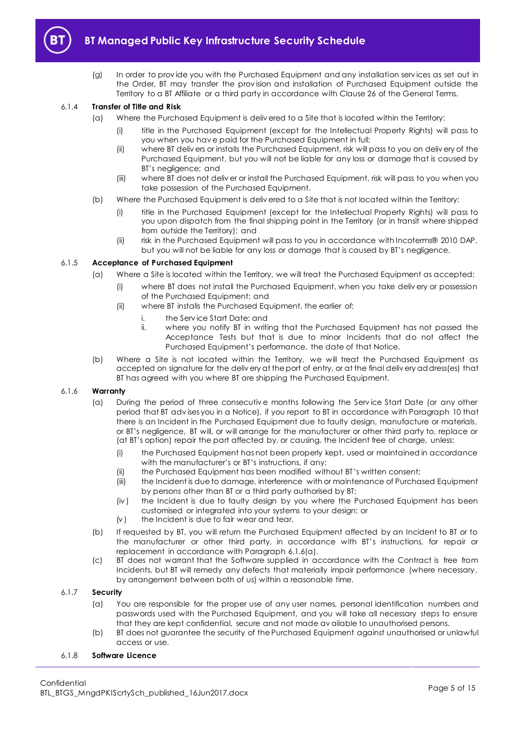(g) In order to provide you with the Purchased Equipment and any installation services as set out in the Order, BT may transfer the provision and installation of Purchased Equipment outside the Territory to a BT Affiliate or a third party in accordance with Clause 26 of the General Terms.

#### 6.1.4 Transfer of Title and Risk

(a) Where the Purchased Equipment is delivered to a Site that is located within the Territory:

(i) title in the Purchased Equipment (except for the Intellectual Property Rights) will pass to you when you have paid for the Purchased Equipment in full;

(ii) where BT delivers or installs the Purchased Equipment, risk will pass to you on delivery of the Purchased Equipment, but you will not be liable for any loss or damage that is caused by BT's negligence; and

(iii) where BT does not deliver or install the Purchased Equipment, risk will pass to you when you take possession of the Purchased Equipment.

(b) Where the Purchased Equipment is delivered to a Site that is not located within the Territory:

(i) title in the Purchased Equipment (except for the Intellectual Property Rights) will pass to you upon dispatch from the final shipping point in the Territory (or in transit where shipped from outside the Territory); and

(ii) risk in the Purchased Equipment will pass to you in accordance with Incoterms® 2010 DAP, but you will not be liable for any loss or damage that is caused by BT's negligence.

#### 6.1.5 Acceptance of Purchased Equipment

(a) Where a Site is located within the Territory, we will treat the Purchased Equipment as accepted:

(i) where BT does not install the Purchased Equipment, when you take delivery or possession of the Purchased Equipment; and

(ii) where BT installs the Purchased Equipment, the earlier of:

i. the Service Start Date; and

ii. where you notify BT in writing that the Purchased Equipment has not passed the Acceptance Tests but that is due to minor Incidents that do not affect the Purchased Equipment's performance, the date of that Notice.

(b) Where a Site is not located within the Territory, we will treat the Purchased Equipment as accepted on signature for the delivery at the port of entry, or at the final delivery address(es) that BT has agreed with you where BT are shipping the Purchased Equipment.

#### 6.1.6 Warranty

(a) During the period of three consecutive months following the Service Start Date (or any other period that BT advises you in a Notice), if you report to BT in accordance with Paragraph 10 that there is an Incident in the Purchased Equipment due to faulty design, manufacture or materials, or BT's negligence, BT will, or will arrange for the manufacturer or other third party to, replace or (at BT's option) repair the part affected by, or causing, the Incident free of charge, unless:

(i) the Purchased Equipment has not been properly kept, used or maintained in accordance with the manufacturer's or BT's instructions, if any;

(ii) the Purchased Equipment has been modified without BT's written consent;

(iii) the Incident is due to damage, interference with or maintenance of Purchased Equipment by persons other than BT or a third party authorised by BT;

(iv) the Incident is due to faulty design by you where the Purchased Equipment has been customised or integrated into your systems to your design; or

(v) the Incident is due to fair wear and tear.

(b) If requested by BT, you will return the Purchased Equipment affected by an Incident to BT or to the manufacturer or other third party, in accordance with BT's instructions, for repair or replacement in accordance with Paragraph 6.1.6(a).

(c) BT does not warrant that the Software supplied in accordance with the Contract is free from Incidents, but BT will remedy any defects that materially impair performance (where necessary, by arrangement between both of us) within a reasonable time.

#### 6.1.7 Security

(a) You are responsible for the proper use of any user names, personal identification numbers and passwords used with the Purchased Equipment, and you will take all necessary steps to ensure that they are kept confidential, secure and not made available to unauthorised persons.

(b) BT does not guarantee the security of the Purchased Equipment against unauthorised or unlawful access or use.

#### 6.1.8 Software Licence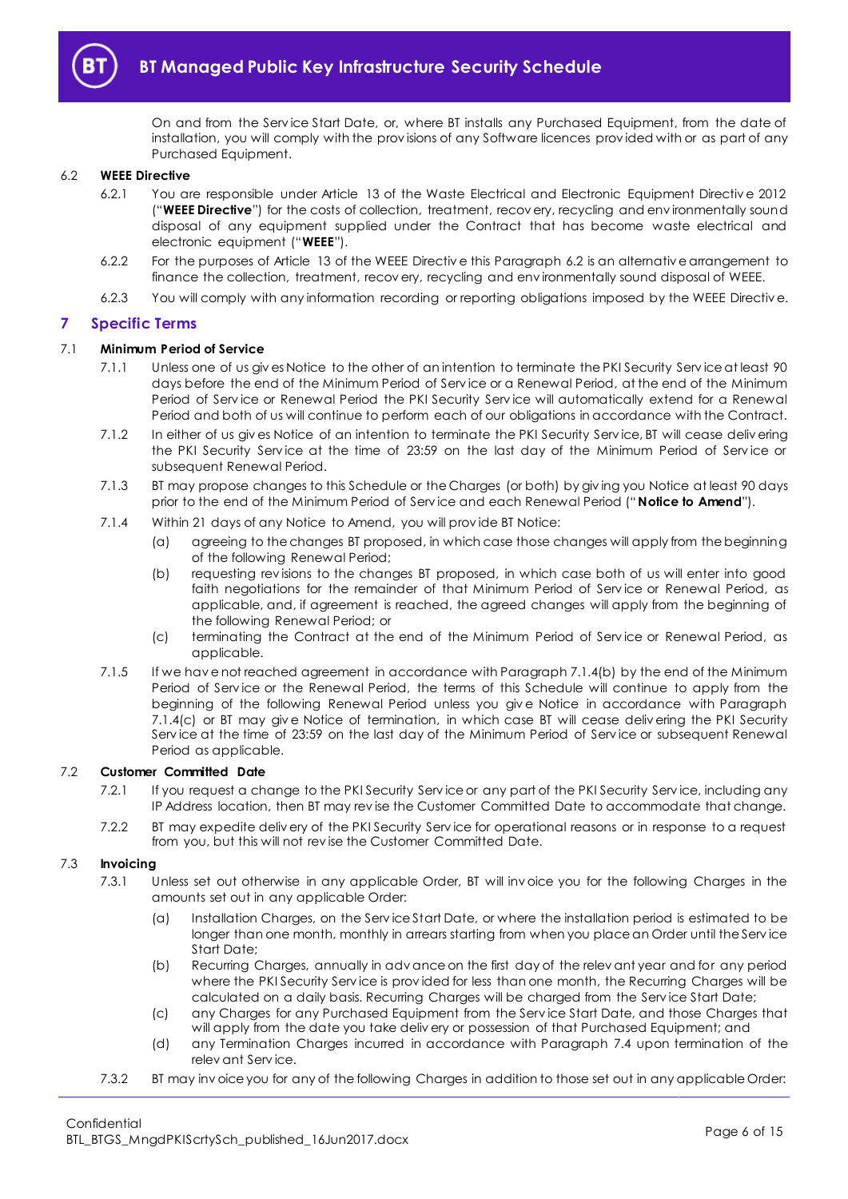On and from the Service Start Date, or, where BT installs any Purchased Equipment, from the date of installation, you will comply with the provisions of any Software licences provided with or as part of any Purchased Equipment.

6.2 **WEEE Directive**

6.2.1 You are responsible under Article 13 of the Waste Electrical and Electronic Equipment Directive 2012 ("**WEEE Directive**") for the costs of collection, treatment, recovery, recycling and environmentally sound disposal of any equipment supplied under the Contract that has become waste electrical and electronic equipment ("**WEEE**").

6.2.2 For the purposes of Article 13 of the WEEE Directive this Paragraph 6.2 is an alternative arrangement to finance the collection, treatment, recovery, recycling and environmentally sound disposal of WEEE.

6.2.3 You will comply with any information recording or reporting obligations imposed by the WEEE Directive.

## 7 Specific Terms

7.1 **Minimum Period of Service**

7.1.1 Unless one of us gives Notice to the other of an intention to terminate the PKI Security Service at least 90 days before the end of the Minimum Period of Service or a Renewal Period, at the end of the Minimum Period of Service or Renewal Period the PKI Security Service will automatically extend for a Renewal Period and both of us will continue to perform each of our obligations in accordance with the Contract.

7.1.2 In either of us gives Notice of an intention to terminate the PKI Security Service, BT will cease delivering the PKI Security Service at the time of 23:59 on the last day of the Minimum Period of Service or subsequent Renewal Period.

7.1.3 BT may propose changes to this Schedule or the Charges (or both) by giving you Notice at least 90 days prior to the end of the Minimum Period of Service and each Renewal Period ("**Notice to Amend**").

7.1.4 Within 21 days of any Notice to Amend, you will provide BT Notice:

(a) agreeing to the changes BT proposed, in which case those changes will apply from the beginning of the following Renewal Period;

(b) requesting revisions to the changes BT proposed, in which case both of us will enter into good faith negotiations for the remainder of that Minimum Period of Service or Renewal Period, as applicable, and, if agreement is reached, the agreed changes will apply from the beginning of the following Renewal Period; or

(c) terminating the Contract at the end of the Minimum Period of Service or Renewal Period, as applicable.

7.1.5 If we have not reached agreement in accordance with Paragraph 7.1.4(b) by the end of the Minimum Period of Service or the Renewal Period, the terms of this Schedule will continue to apply from the beginning of the following Renewal Period unless you give Notice in accordance with Paragraph 7.1.4(c) or BT may give Notice of termination, in which case BT will cease delivering the PKI Security Service at the time of 23:59 on the last day of the Minimum Period of Service or subsequent Renewal Period as applicable.

7.2 **Customer Committed Date**

7.2.1 If you request a change to the PKI Security Service or any part of the PKI Security Service, including any IP Address location, then BT may revise the Customer Committed Date to accommodate that change.

7.2.2 BT may expedite delivery of the PKI Security Service for operational reasons or in response to a request from you, but this will not revise the Customer Committed Date.

7.3 **Invoicing**

7.3.1 Unless set out otherwise in any applicable Order, BT will invoice you for the following Charges in the amounts set out in any applicable Order:

(a) Installation Charges, on the Service Start Date, or where the installation period is estimated to be longer than one month, monthly in arrears starting from when you place an Order until the Service Start Date;

(b) Recurring Charges, annually in advance on the first day of the relevant year and for any period where the PKI Security Service is provided for less than one month, the Recurring Charges will be calculated on a daily basis. Recurring Charges will be charged from the Service Start Date;

(c) any Charges for any Purchased Equipment from the Service Start Date, and those Charges that will apply from the date you take delivery or possession of that Purchased Equipment; and

(d) any Termination Charges incurred in accordance with Paragraph 7.4 upon termination of the relevant Service.

7.3.2 BT may invoice you for any of the following Charges in addition to those set out in any applicable Order: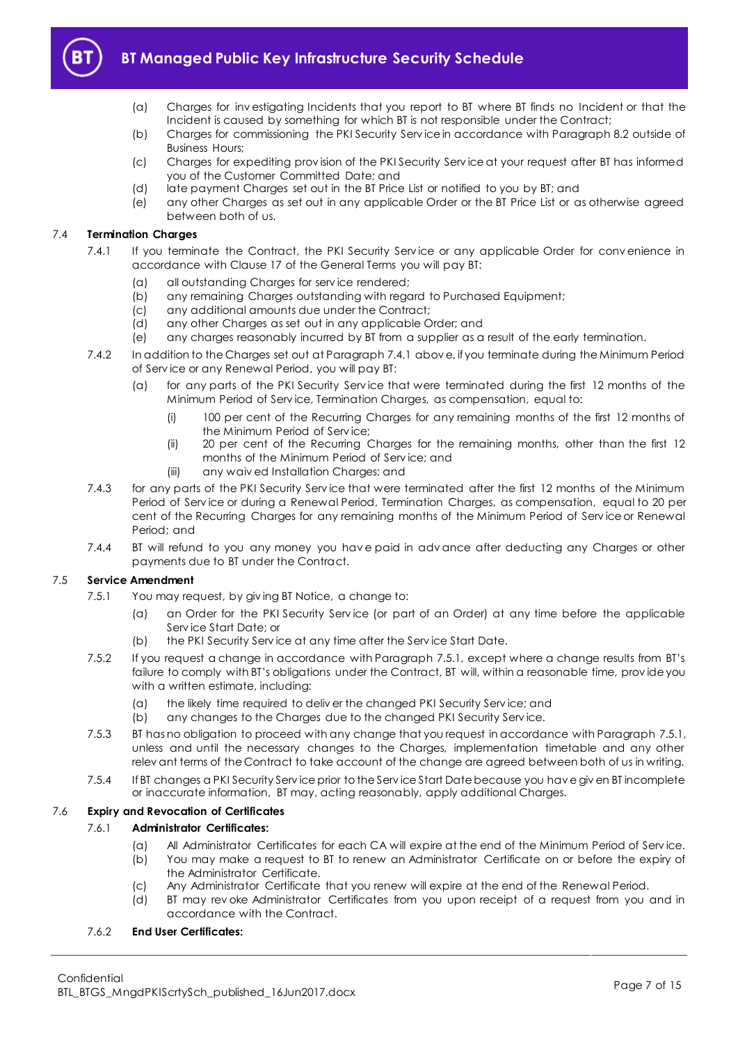(a) Charges for investigating Incidents that you report to BT where BT finds no Incident or that the Incident is caused by something for which BT is not responsible under the Contract;

(b) Charges for commissioning the PKI Security Service in accordance with Paragraph 8.2 outside of Business Hours;

(c) Charges for expediting provision of the PKI Security Service at your request after BT has informed you of the Customer Committed Date; and

(d) late payment Charges set out in the BT Price List or notified to you by BT; and

(e) any other Charges as set out in any applicable Order or the BT Price List or as otherwise agreed between both of us.

### 7.4 Termination Charges

7.4.1 If you terminate the Contract, the PKI Security Service or any applicable Order for convenience in accordance with Clause 17 of the General Terms you will pay BT:

(a) all outstanding Charges for service rendered;

(b) any remaining Charges outstanding with regard to Purchased Equipment;

(c) any additional amounts due under the Contract;

(d) any other Charges as set out in any applicable Order; and

(e) any charges reasonably incurred by BT from a supplier as a result of the early termination.

7.4.2 In addition to the Charges set out at Paragraph 7.4.1 above, if you terminate during the Minimum Period of Service or any Renewal Period, you will pay BT:

(a) for any parts of the PKI Security Service that were terminated during the first 12 months of the Minimum Period of Service, Termination Charges, as compensation, equal to:

(i) 100 per cent of the Recurring Charges for any remaining months of the first 12 months of the Minimum Period of Service;

(ii) 20 per cent of the Recurring Charges for the remaining months, other than the first 12 months of the Minimum Period of Service; and

(iii) any waived Installation Charges; and

7.4.3 for any parts of the PKI Security Service that were terminated after the first 12 months of the Minimum Period of Service or during a Renewal Period, Termination Charges, as compensation, equal to 20 per cent of the Recurring Charges for any remaining months of the Minimum Period of Service or Renewal Period; and

7.4.4 BT will refund to you any money you have paid in advance after deducting any Charges or other payments due to BT under the Contract.

### 7.5 Service Amendment

7.5.1 You may request, by giving BT Notice, a change to:

(a) an Order for the PKI Security Service (or part of an Order) at any time before the applicable Service Start Date; or

(b) the PKI Security Service at any time after the Service Start Date.

7.5.2 If you request a change in accordance with Paragraph 7.5.1, except where a change results from BT's failure to comply with BT's obligations under the Contract, BT will, within a reasonable time, provide you with a written estimate, including:

(a) the likely time required to deliver the changed PKI Security Service; and

(b) any changes to the Charges due to the changed PKI Security Service.

7.5.3 BT has no obligation to proceed with any change that you request in accordance with Paragraph 7.5.1, unless and until the necessary changes to the Charges, implementation timetable and any other relevant terms of the Contract to take account of the change are agreed between both of us in writing.

7.5.4 If BT changes a PKI Security Service prior to the Service Start Date because you have given BT incomplete or inaccurate information, BT may, acting reasonably, apply additional Charges.

### 7.6 Expiry and Revocation of Certificates

7.6.1 **Administrator Certificates:**

(a) All Administrator Certificates for each CA will expire at the end of the Minimum Period of Service.

(b) You may make a request to BT to renew an Administrator Certificate on or before the expiry of the Administrator Certificate.

(c) Any Administrator Certificate that you renew will expire at the end of the Renewal Period.

(d) BT may revoke Administrator Certificates from you upon receipt of a request from you and in accordance with the Contract.

7.6.2 **End User Certificates:**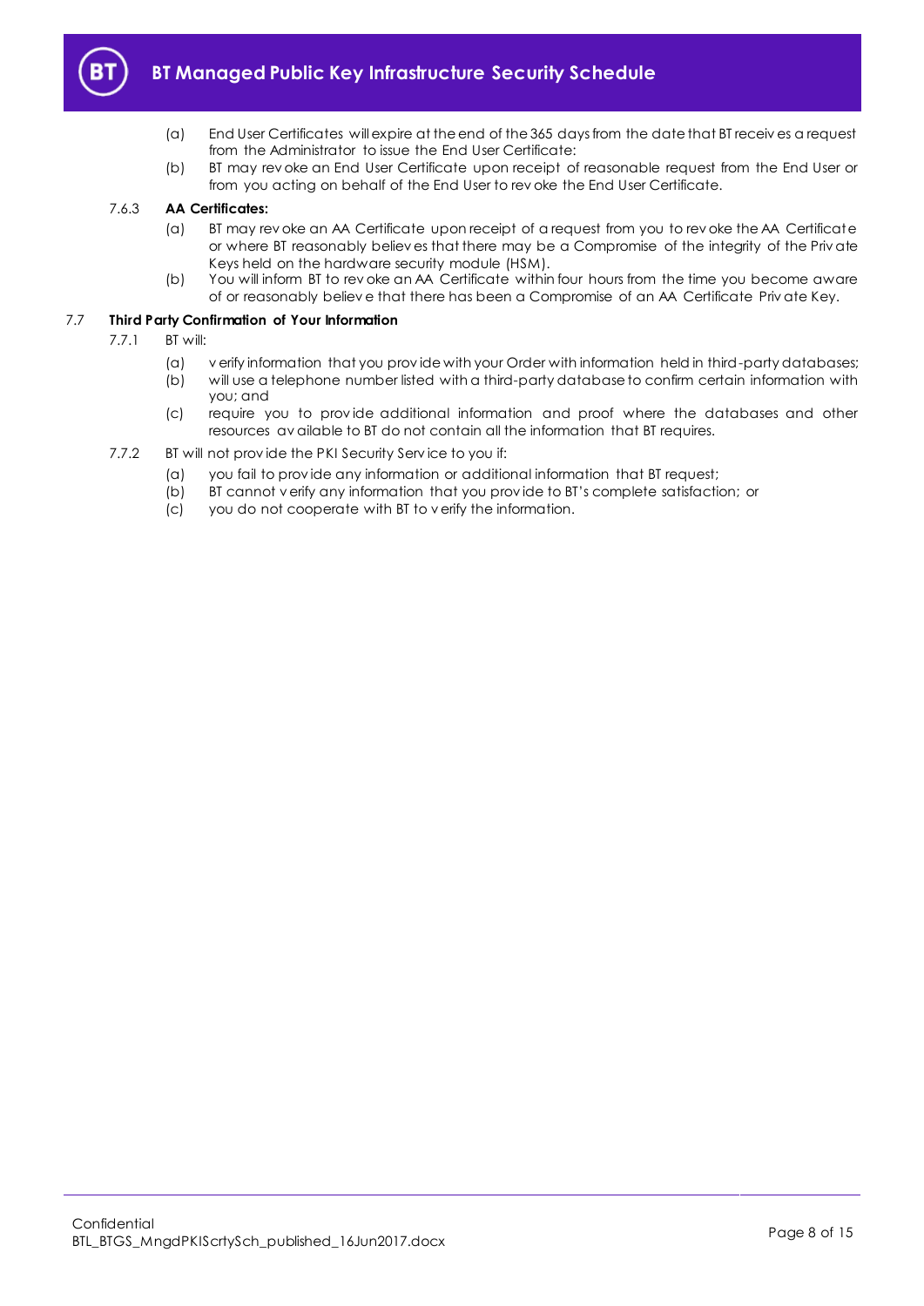(a) End User Certificates will expire at the end of the 365 days from the date that BT receives a request from the Administrator to issue the End User Certificate:

(b) BT may revoke an End User Certificate upon receipt of reasonable request from the End User or from you acting on behalf of the End User to revoke the End User Certificate.

7.6.3 **AA Certificates:**

(a) BT may revoke an AA Certificate upon receipt of a request from you to revoke the AA Certificate or where BT reasonably believes that there may be a Compromise of the integrity of the Private Keys held on the hardware security module (HSM).

(b) You will inform BT to revoke an AA Certificate within four hours from the time you become aware of or reasonably believe that there has been a Compromise of an AA Certificate Private Key.

7.7 **Third Party Confirmation of Your Information**

7.7.1 BT will:

(a) verify information that you provide with your Order with information held in third-party databases;

(b) will use a telephone number listed with a third-party database to confirm certain information with you; and

(c) require you to provide additional information and proof where the databases and other resources available to BT do not contain all the information that BT requires.

7.7.2 BT will not provide the PKI Security Service to you if:

(a) you fail to provide any information or additional information that BT request;

(b) BT cannot verify any information that you provide to BT's complete satisfaction; or

(c) you do not cooperate with BT to verify the information.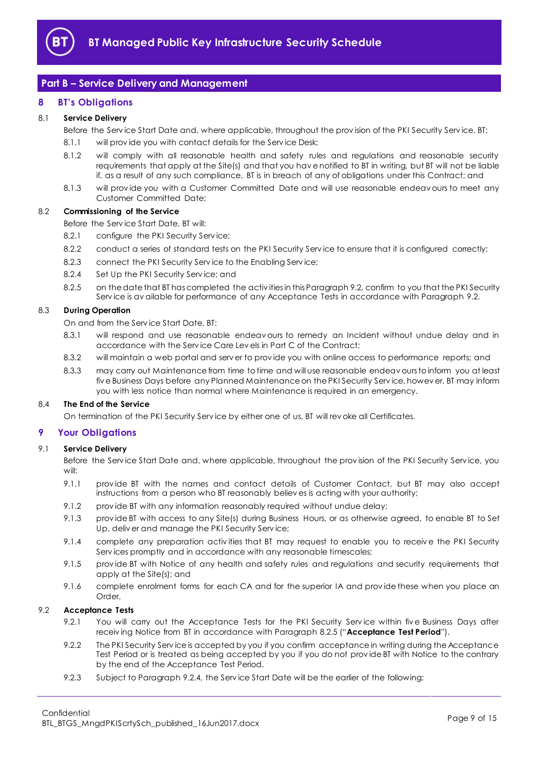## Part B – Service Delivery and Management

## 8 BT's Obligations

### 8.1 Service Delivery

Before the Service Start Date and, where applicable, throughout the provision of the PKI Security Service, BT:

8.1.1 will provide you with contact details for the Service Desk;

8.1.2 will comply with all reasonable health and safety rules and regulations and reasonable security requirements that apply at the Site(s) and that you have notified to BT in writing, but BT will not be liable if, as a result of any such compliance, BT is in breach of any of obligations under this Contract; and

8.1.3 will provide you with a Customer Committed Date and will use reasonable endeavours to meet any Customer Committed Date;

### 8.2 Commissioning of the Service

Before the Service Start Date, BT will:

8.2.1 configure the PKI Security Service;

8.2.2 conduct a series of standard tests on the PKI Security Service to ensure that it is configured correctly;

8.2.3 connect the PKI Security Service to the Enabling Service;

8.2.4 Set Up the PKI Security Service; and

8.2.5 on the date that BT has completed the activities in this Paragraph 9.2, confirm to you that the PKI Security Service is available for performance of any Acceptance Tests in accordance with Paragraph 9.2.

### 8.3 During Operation

On and from the Service Start Date, BT:

8.3.1 will respond and use reasonable endeavours to remedy an Incident without undue delay and in accordance with the Service Care Levels in Part C of the Contract;

8.3.2 will maintain a web portal and server to provide you with online access to performance reports; and

8.3.3 may carry out Maintenance from time to time and will use reasonable endeavours to inform you at least five Business Days before any Planned Maintenance on the PKI Security Service, however, BT may inform you with less notice than normal where Maintenance is required in an emergency.

### 8.4 The End of the Service

On termination of the PKI Security Service by either one of us, BT will revoke all Certificates.

## 9 Your Obligations

### 9.1 Service Delivery

Before the Service Start Date and, where applicable, throughout the provision of the PKI Security Service, you will:

9.1.1 provide BT with the names and contact details of Customer Contact, but BT may also accept instructions from a person who BT reasonably believes is acting with your authority;

9.1.2 provide BT with any information reasonably required without undue delay;

9.1.3 provide BT with access to any Site(s) during Business Hours, or as otherwise agreed, to enable BT to Set Up, deliver and manage the PKI Security Service;

9.1.4 complete any preparation activities that BT may request to enable you to receive the PKI Security Services promptly and in accordance with any reasonable timescales;

9.1.5 provide BT with Notice of any health and safety rules and regulations and security requirements that apply at the Site(s); and

9.1.6 complete enrolment forms for each CA and for the superior IA and provide these when you place an Order.

### 9.2 Acceptance Tests

9.2.1 You will carry out the Acceptance Tests for the PKI Security Service within five Business Days after receiving Notice from BT in accordance with Paragraph 8.2.5 ("**Acceptance Test Period**").

9.2.2 The PKI Security Service is accepted by you if you confirm acceptance in writing during the Acceptance Test Period or is treated as being accepted by you if you do not provide BT with Notice to the contrary by the end of the Acceptance Test Period.

9.2.3 Subject to Paragraph 9.2.4, the Service Start Date will be the earlier of the following: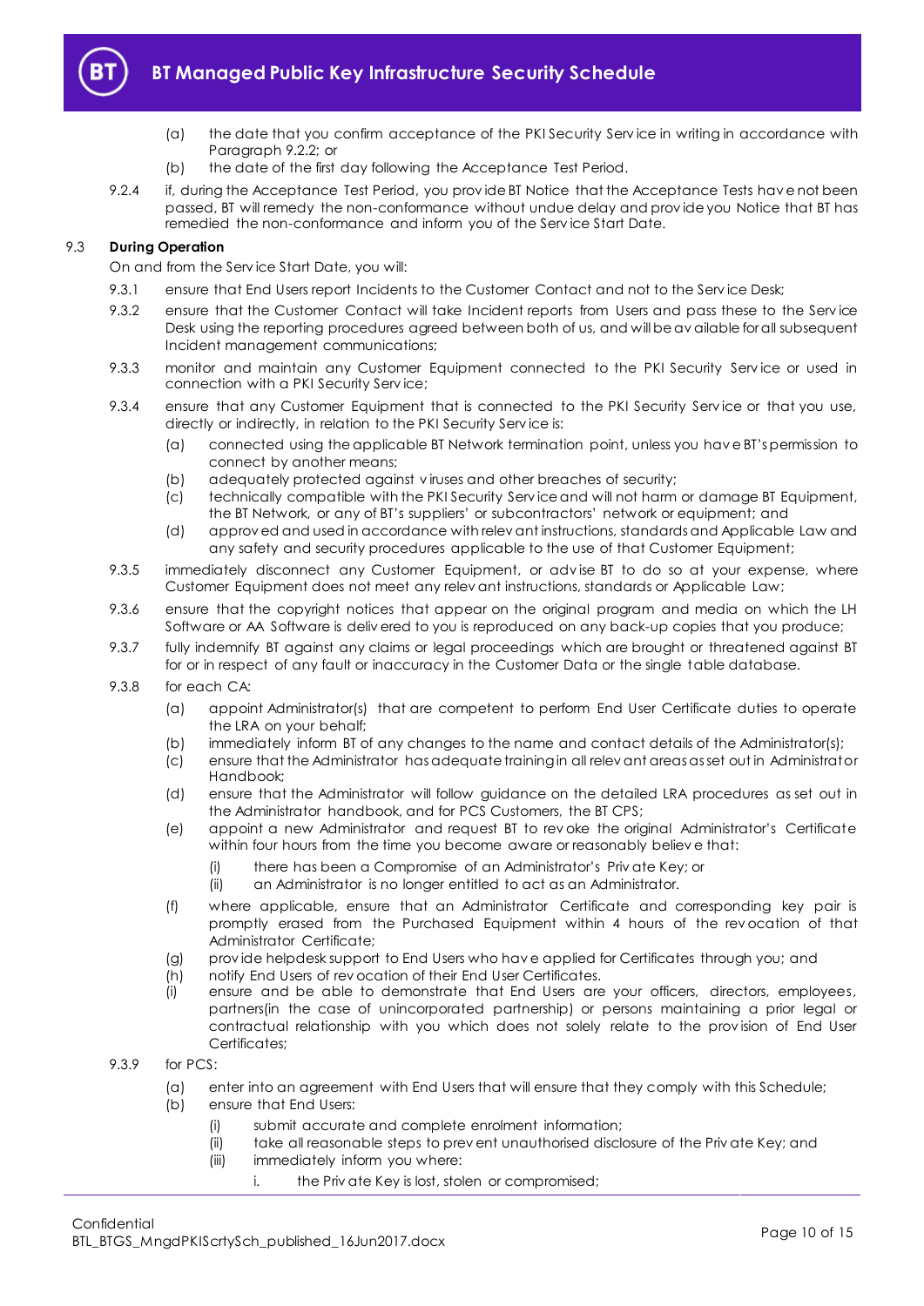(a) the date that you confirm acceptance of the PKI Security Service in writing in accordance with Paragraph 9.2.2; or

(b) the date of the first day following the Acceptance Test Period.

9.2.4 if, during the Acceptance Test Period, you provide BT Notice that the Acceptance Tests have not been passed, BT will remedy the non-conformance without undue delay and provide you Notice that BT has remedied the non-conformance and inform you of the Service Start Date.

### 9.3 During Operation

On and from the Service Start Date, you will:

9.3.1 ensure that End Users report Incidents to the Customer Contact and not to the Service Desk;

9.3.2 ensure that the Customer Contact will take Incident reports from Users and pass these to the Service Desk using the reporting procedures agreed between both of us, and will be available for all subsequent Incident management communications;

9.3.3 monitor and maintain any Customer Equipment connected to the PKI Security Service or used in connection with a PKI Security Service;

9.3.4 ensure that any Customer Equipment that is connected to the PKI Security Service or that you use, directly or indirectly, in relation to the PKI Security Service is:

(a) connected using the applicable BT Network termination point, unless you have BT's permission to connect by another means;

(b) adequately protected against viruses and other breaches of security;

(c) technically compatible with the PKI Security Service and will not harm or damage BT Equipment, the BT Network, or any of BT's suppliers' or subcontractors' network or equipment; and

(d) approved and used in accordance with relevant instructions, standards and Applicable Law and any safety and security procedures applicable to the use of that Customer Equipment;

9.3.5 immediately disconnect any Customer Equipment, or advise BT to do so at your expense, where Customer Equipment does not meet any relevant instructions, standards or Applicable Law;

9.3.6 ensure that the copyright notices that appear on the original program and media on which the LH Software or AA Software is delivered to you is reproduced on any back-up copies that you produce;

9.3.7 fully indemnify BT against any claims or legal proceedings which are brought or threatened against BT for or in respect of any fault or inaccuracy in the Customer Data or the single table database.

9.3.8 for each CA:

(a) appoint Administrator(s) that are competent to perform End User Certificate duties to operate the LRA on your behalf;

(b) immediately inform BT of any changes to the name and contact details of the Administrator(s);

(c) ensure that the Administrator has adequate training in all relevant areas as set out in Administrator Handbook;

(d) ensure that the Administrator will follow guidance on the detailed LRA procedures as set out in the Administrator handbook, and for PCS Customers, the BT CPS;

(e) appoint a new Administrator and request BT to revoke the original Administrator's Certificate within four hours from the time you become aware or reasonably believe that:

(i) there has been a Compromise of an Administrator's Private Key; or

(ii) an Administrator is no longer entitled to act as an Administrator.

(f) where applicable, ensure that an Administrator Certificate and corresponding key pair is promptly erased from the Purchased Equipment within 4 hours of the revocation of that Administrator Certificate;

(g) provide helpdesk support to End Users who have applied for Certificates through you; and

(h) notify End Users of revocation of their End User Certificates.

(i) ensure and be able to demonstrate that End Users are your officers, directors, employees, partners(in the case of unincorporated partnership) or persons maintaining a prior legal or contractual relationship with you which does not solely relate to the provision of End User Certificates;

9.3.9 for PCS:

(a) enter into an agreement with End Users that will ensure that they comply with this Schedule;

(b) ensure that End Users:

(i) submit accurate and complete enrolment information;

(ii) take all reasonable steps to prevent unauthorised disclosure of the Private Key; and

(iii) immediately inform you where:

i. the Private Key is lost, stolen or compromised;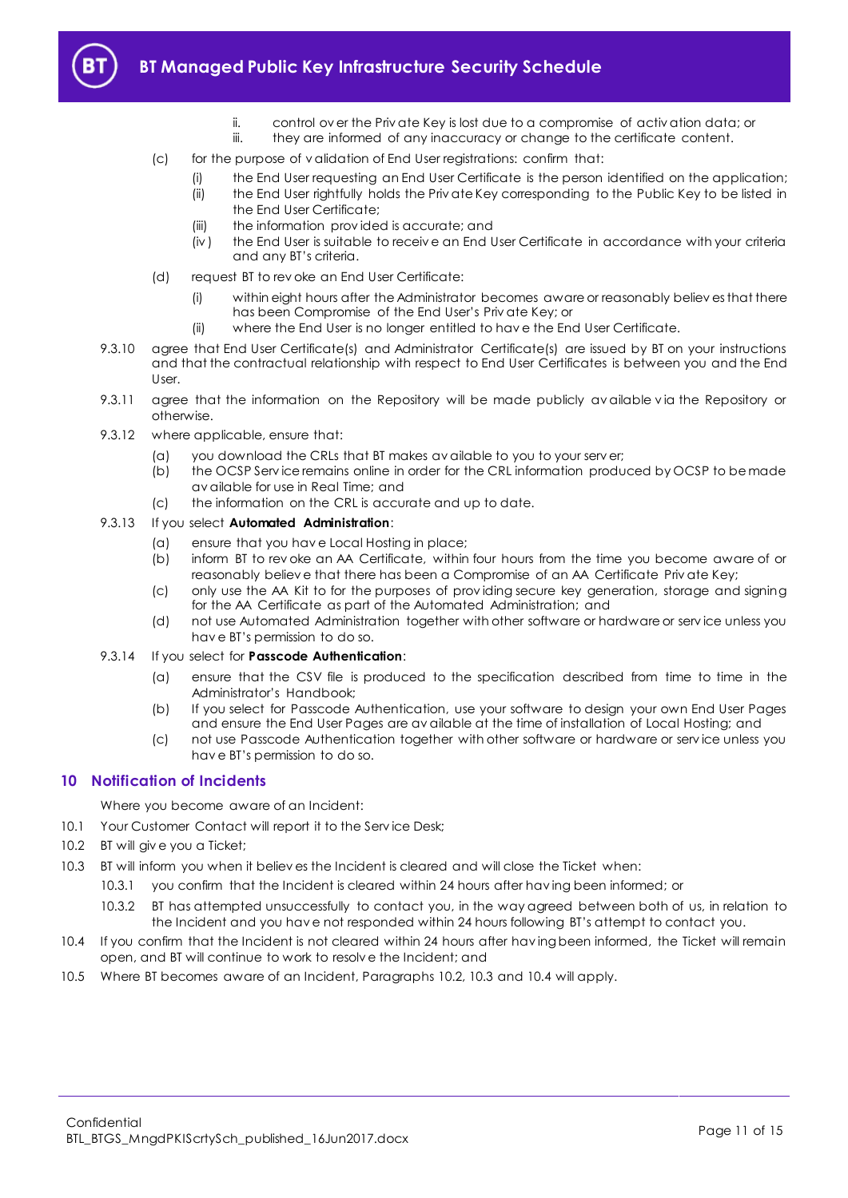ii. control over the Private Key is lost due to a compromise of activation data; or

iii. they are informed of any inaccuracy or change to the certificate content.

(c) for the purpose of validation of End User registrations: confirm that:

(i) the End User requesting an End User Certificate is the person identified on the application;

(ii) the End User rightfully holds the Private Key corresponding to the Public Key to be listed in the End User Certificate;

(iii) the information provided is accurate; and

(iv) the End User is suitable to receive an End User Certificate in accordance with your criteria and any BT's criteria.

(d) request BT to revoke an End User Certificate:

(i) within eight hours after the Administrator becomes aware or reasonably believes that there has been Compromise of the End User's Private Key; or

(ii) where the End User is no longer entitled to have the End User Certificate.

9.3.10 agree that End User Certificate(s) and Administrator Certificate(s) are issued by BT on your instructions and that the contractual relationship with respect to End User Certificates is between you and the End User.

9.3.11 agree that the information on the Repository will be made publicly available via the Repository or otherwise.

9.3.12 where applicable, ensure that:

(a) you download the CRLs that BT makes available to you to your server;

(b) the OCSP Service remains online in order for the CRL information produced by OCSP to be made available for use in Real Time; and

(c) the information on the CRL is accurate and up to date.

9.3.13 If you select **Automated Administration**:

(a) ensure that you have Local Hosting in place;

(b) inform BT to revoke an AA Certificate, within four hours from the time you become aware of or reasonably believe that there has been a Compromise of an AA Certificate Private Key;

(c) only use the AA Kit to for the purposes of providing secure key generation, storage and signing for the AA Certificate as part of the Automated Administration; and

(d) not use Automated Administration together with other software or hardware or service unless you have BT's permission to do so.

9.3.14 If you select for **Passcode Authentication**:

(a) ensure that the CSV file is produced to the specification described from time to time in the Administrator's Handbook;

(b) If you select for Passcode Authentication, use your software to design your own End User Pages and ensure the End User Pages are available at the time of installation of Local Hosting; and

(c) not use Passcode Authentication together with other software or hardware or service unless you have BT's permission to do so.

## 10 Notification of Incidents

Where you become aware of an Incident:

10.1 Your Customer Contact will report it to the Service Desk;

10.2 BT will give you a Ticket;

10.3 BT will inform you when it believes the Incident is cleared and will close the Ticket when:

10.3.1 you confirm that the Incident is cleared within 24 hours after having been informed; or

10.3.2 BT has attempted unsuccessfully to contact you, in the way agreed between both of us, in relation to the Incident and you have not responded within 24 hours following BT's attempt to contact you.

10.4 If you confirm that the Incident is not cleared within 24 hours after having been informed, the Ticket will remain open, and BT will continue to work to resolve the Incident; and

10.5 Where BT becomes aware of an Incident, Paragraphs 10.2, 10.3 and 10.4 will apply.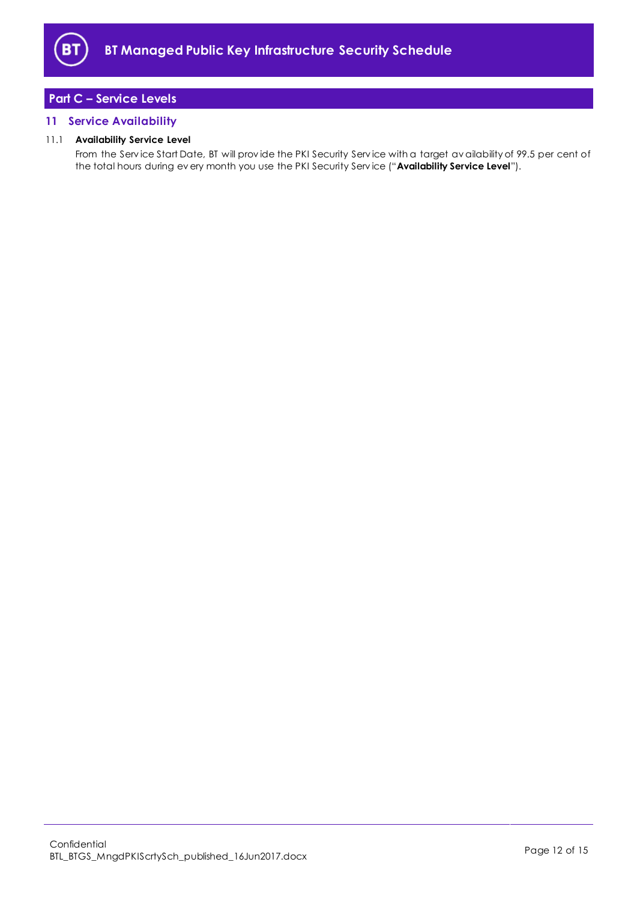## Part C – Service Levels

### 11 Service Availability

11.1 **Availability Service Level**

From the Service Start Date, BT will provide the PKI Security Service with a target availability of 99.5 per cent of the total hours during every month you use the PKI Security Service ("**Availability Service Level**").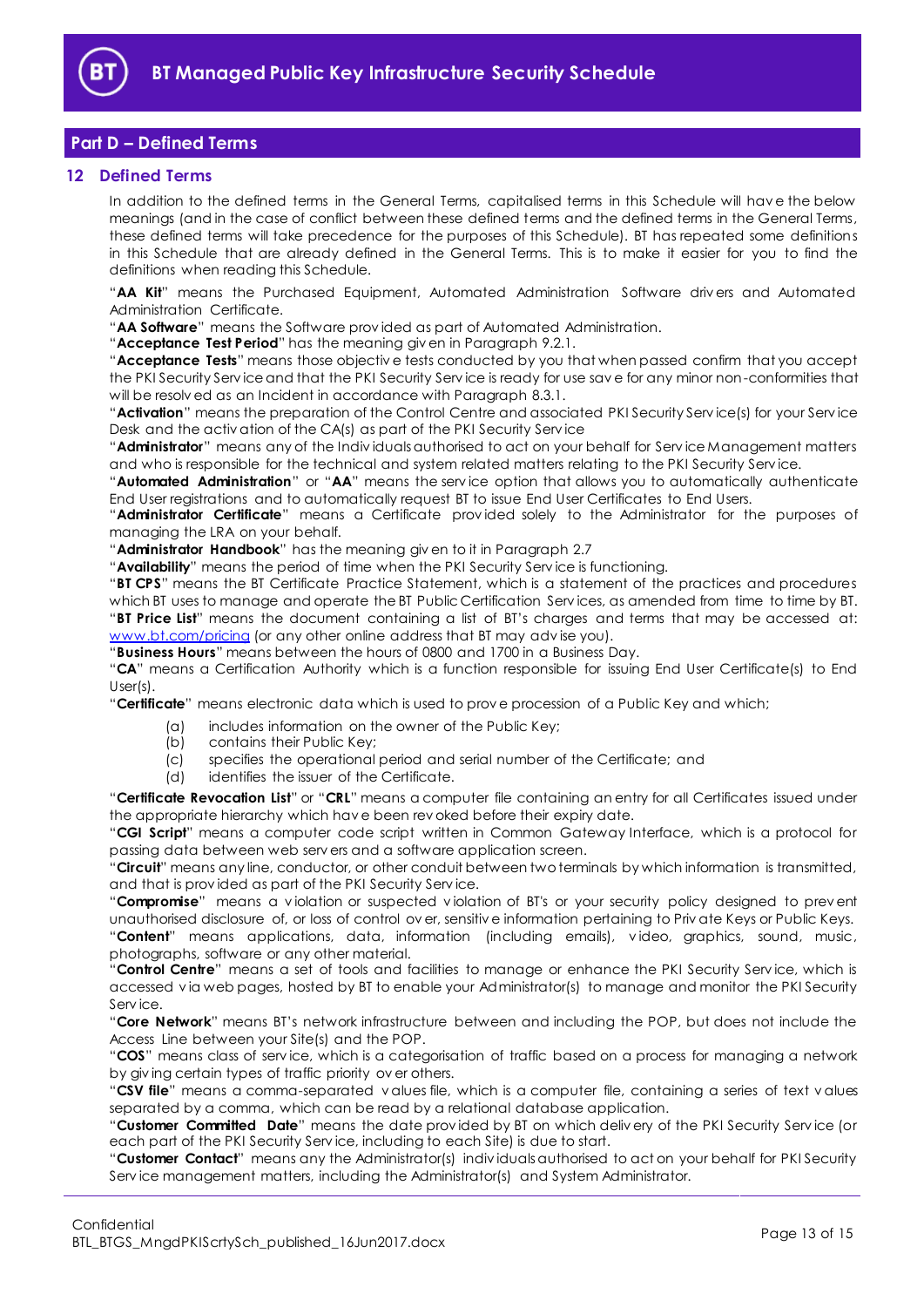## Part D – Defined Terms

### 12 Defined Terms

In addition to the defined terms in the General Terms, capitalised terms in this Schedule will have the below meanings (and in the case of conflict between these defined terms and the defined terms in the General Terms, these defined terms will take precedence for the purposes of this Schedule). BT has repeated some definitions in this Schedule that are already defined in the General Terms. This is to make it easier for you to find the definitions when reading this Schedule.

"**AA Kit**" means the Purchased Equipment, Automated Administration Software drivers and Automated Administration Certificate.

"**AA Software**" means the Software provided as part of Automated Administration.

"**Acceptance Test Period**" has the meaning given in Paragraph 9.2.1.

"**Acceptance Tests**" means those objective tests conducted by you that when passed confirm that you accept the PKI Security Service and that the PKI Security Service is ready for use save for any minor non-conformities that will be resolved as an Incident in accordance with Paragraph 8.3.1.

"**Activation**" means the preparation of the Control Centre and associated PKI Security Service(s) for your Service Desk and the activation of the CA(s) as part of the PKI Security Service

"**Administrator**" means any of the Individuals authorised to act on your behalf for Service Management matters and who is responsible for the technical and system related matters relating to the PKI Security Service.

"**Automated Administration**" or "**AA**" means the service option that allows you to automatically authenticate End User registrations and to automatically request BT to issue End User Certificates to End Users.

"**Administrator Certificate**" means a Certificate provided solely to the Administrator for the purposes of managing the LRA on your behalf.

"**Administrator Handbook**" has the meaning given to it in Paragraph 2.7

"**Availability**" means the period of time when the PKI Security Service is functioning.

"**BT CPS**" means the BT Certificate Practice Statement, which is a statement of the practices and procedures which BT uses to manage and operate the BT Public Certification Services, as amended from time to time by BT.

"**BT Price List**" means the document containing a list of BT's charges and terms that may be accessed at: www.bt.com/pricing (or any other online address that BT may advise you).

"**Business Hours**" means between the hours of 0800 and 1700 in a Business Day.

"**CA**" means a Certification Authority which is a function responsible for issuing End User Certificate(s) to End User(s).

"**Certificate**" means electronic data which is used to prove procession of a Public Key and which;

(a) includes information on the owner of the Public Key;
(b) contains their Public Key;
(c) specifies the operational period and serial number of the Certificate; and
(d) identifies the issuer of the Certificate.

"**Certificate Revocation List**" or "**CRL**" means a computer file containing an entry for all Certificates issued under the appropriate hierarchy which have been revoked before their expiry date.

"**CGI Script**" means a computer code script written in Common Gateway Interface, which is a protocol for passing data between web servers and a software application screen.

"**Circuit**" means any line, conductor, or other conduit between two terminals by which information is transmitted, and that is provided as part of the PKI Security Service.

"**Compromise**" means a violation or suspected violation of BT's or your security policy designed to prevent unauthorised disclosure of, or loss of control over, sensitive information pertaining to Private Keys or Public Keys.

"**Content**" means applications, data, information (including emails), video, graphics, sound, music, photographs, software or any other material.

"**Control Centre**" means a set of tools and facilities to manage or enhance the PKI Security Service, which is accessed via web pages, hosted by BT to enable your Administrator(s) to manage and monitor the PKI Security Service.

"**Core Network**" means BT's network infrastructure between and including the POP, but does not include the Access Line between your Site(s) and the POP.

"**COS**" means class of service, which is a categorisation of traffic based on a process for managing a network by giving certain types of traffic priority over others.

"**CSV file**" means a comma-separated values file, which is a computer file, containing a series of text values separated by a comma, which can be read by a relational database application.

"**Customer Committed Date**" means the date provided by BT on which delivery of the PKI Security Service (or each part of the PKI Security Service, including to each Site) is due to start.

"**Customer Contact**" means any the Administrator(s) individuals authorised to act on your behalf for PKI Security Service management matters, including the Administrator(s) and System Administrator.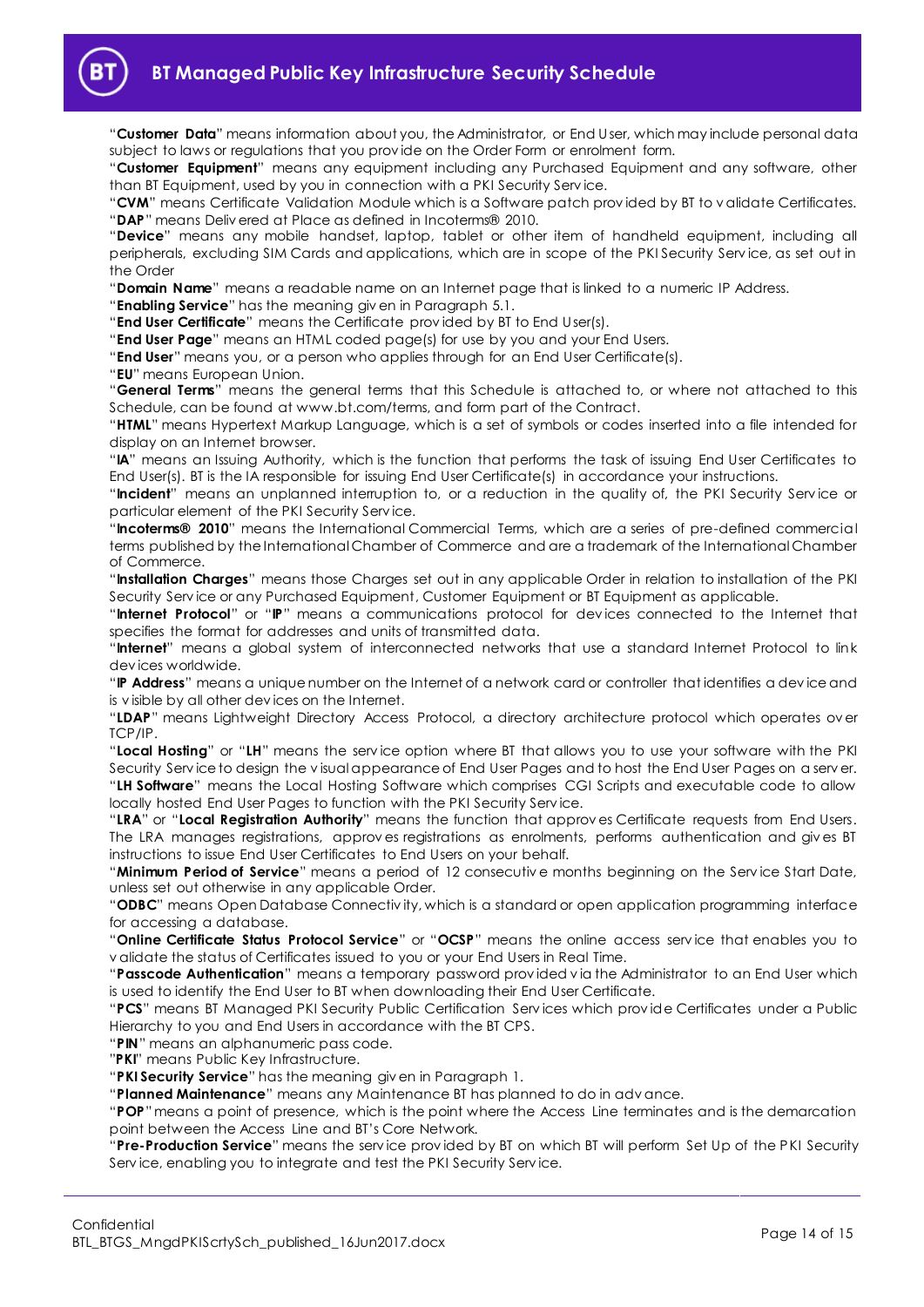"**Customer Data**" means information about you, the Administrator, or End User, which may include personal data subject to laws or regulations that you provide on the Order Form or enrolment form.

"**Customer Equipment**" means any equipment including any Purchased Equipment and any software, other than BT Equipment, used by you in connection with a PKI Security Service.

"**CVM**" means Certificate Validation Module which is a Software patch provided by BT to validate Certificates.

"**DAP**" means Delivered at Place as defined in Incoterms® 2010.

"**Device**" means any mobile handset, laptop, tablet or other item of handheld equipment, including all peripherals, excluding SIM Cards and applications, which are in scope of the PKI Security Service, as set out in the Order

"**Domain Name**" means a readable name on an Internet page that is linked to a numeric IP Address.

"**Enabling Service**" has the meaning given in Paragraph 5.1.

"**End User Certificate**" means the Certificate provided by BT to End User(s).

"**End User Page**" means an HTML coded page(s) for use by you and your End Users.

"**End User**" means you, or a person who applies through for an End User Certificate(s).

"**EU**" means European Union.

"**General Terms**" means the general terms that this Schedule is attached to, or where not attached to this Schedule, can be found at www.bt.com/terms, and form part of the Contract.

"**HTML**" means Hypertext Markup Language, which is a set of symbols or codes inserted into a file intended for display on an Internet browser.

"**IA**" means an Issuing Authority, which is the function that performs the task of issuing End User Certificates to End User(s). BT is the IA responsible for issuing End User Certificate(s) in accordance your instructions.

"**Incident**" means an unplanned interruption to, or a reduction in the quality of, the PKI Security Service or particular element of the PKI Security Service.

"**Incoterms® 2010**" means the International Commercial Terms, which are a series of pre-defined commercial terms published by the International Chamber of Commerce and are a trademark of the International Chamber of Commerce.

"**Installation Charges**" means those Charges set out in any applicable Order in relation to installation of the PKI Security Service or any Purchased Equipment, Customer Equipment or BT Equipment as applicable.

"**Internet Protocol**" or "**IP**" means a communications protocol for devices connected to the Internet that specifies the format for addresses and units of transmitted data.

"**Internet**" means a global system of interconnected networks that use a standard Internet Protocol to link devices worldwide.

"**IP Address**" means a unique number on the Internet of a network card or controller that identifies a device and is visible by all other devices on the Internet.

"**LDAP**" means Lightweight Directory Access Protocol, a directory architecture protocol which operates over TCP/IP.

"**Local Hosting**" or "**LH**" means the service option where BT that allows you to use your software with the PKI Security Service to design the visual appearance of End User Pages and to host the End User Pages on a server.

"**LH Software**" means the Local Hosting Software which comprises CGI Scripts and executable code to allow locally hosted End User Pages to function with the PKI Security Service.

"**LRA**" or "**Local Registration Authority**" means the function that approves Certificate requests from End Users. The LRA manages registrations, approves registrations as enrolments, performs authentication and gives BT instructions to issue End User Certificates to End Users on your behalf.

"**Minimum Period of Service**" means a period of 12 consecutive months beginning on the Service Start Date, unless set out otherwise in any applicable Order.

"**ODBC**" means Open Database Connectivity, which is a standard or open application programming interface for accessing a database.

"**Online Certificate Status Protocol Service**" or "**OCSP**" means the online access service that enables you to validate the status of Certificates issued to you or your End Users in Real Time.

"**Passcode Authentication**" means a temporary password provided via the Administrator to an End User which is used to identify the End User to BT when downloading their End User Certificate.

"**PCS**" means BT Managed PKI Security Public Certification Services which provide Certificates under a Public Hierarchy to you and End Users in accordance with the BT CPS.

"**PIN**" means an alphanumeric pass code.

"**PKI**" means Public Key Infrastructure.

"**PKI Security Service**" has the meaning given in Paragraph 1.

"**Planned Maintenance**" means any Maintenance BT has planned to do in advance.

"**POP**" means a point of presence, which is the point where the Access Line terminates and is the demarcation point between the Access Line and BT's Core Network.

"**Pre-Production Service**" means the service provided by BT on which BT will perform Set Up of the PKI Security Service, enabling you to integrate and test the PKI Security Service.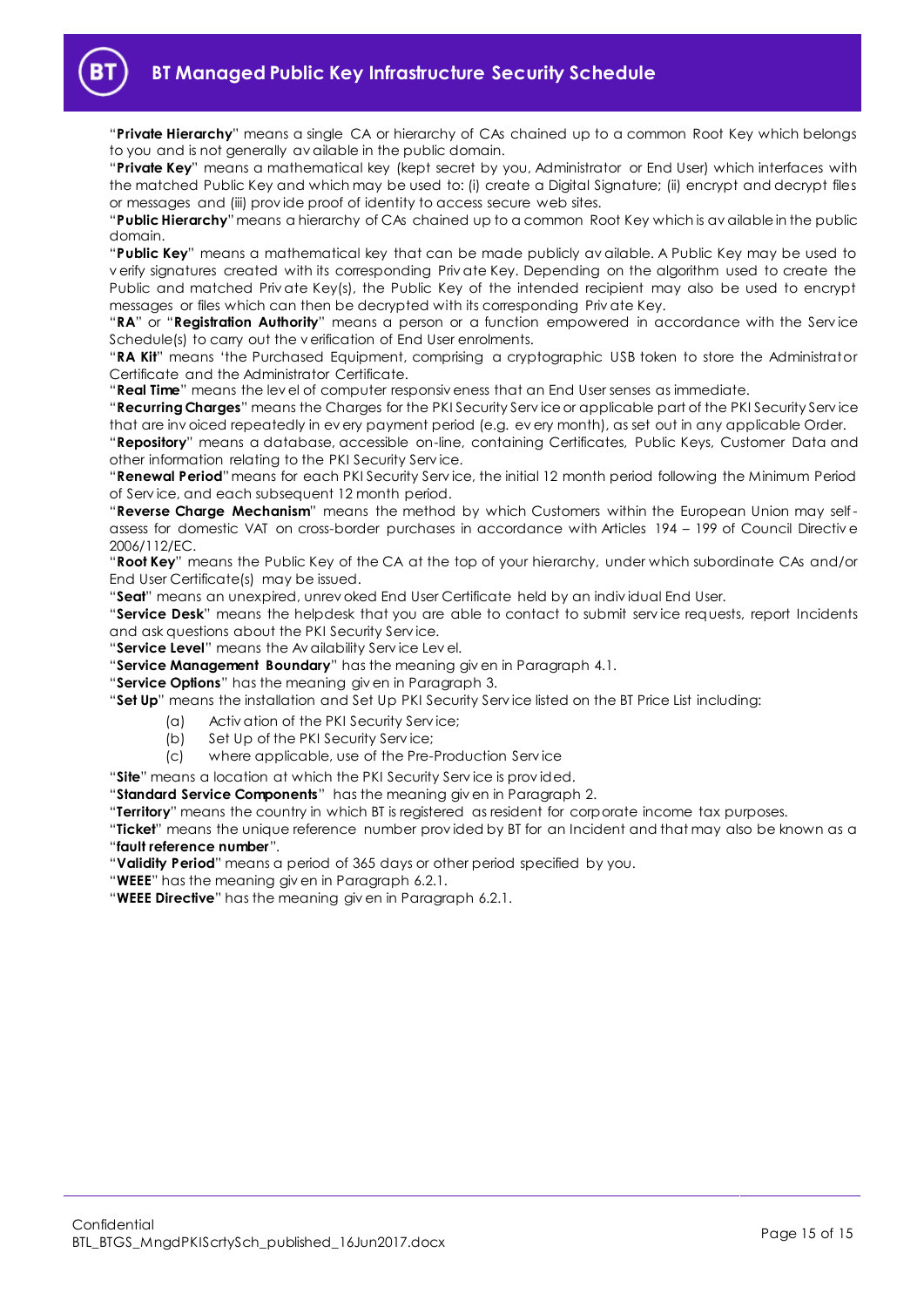"**Private Hierarchy**" means a single CA or hierarchy of CAs chained up to a common Root Key which belongs to you and is not generally available in the public domain.

"**Private Key**" means a mathematical key (kept secret by you, Administrator or End User) which interfaces with the matched Public Key and which may be used to: (i) create a Digital Signature; (ii) encrypt and decrypt files or messages and (iii) provide proof of identity to access secure web sites.

"**Public Hierarchy**" means a hierarchy of CAs chained up to a common Root Key which is available in the public domain.

"**Public Key**" means a mathematical key that can be made publicly available. A Public Key may be used to verify signatures created with its corresponding Private Key. Depending on the algorithm used to create the Public and matched Private Key(s), the Public Key of the intended recipient may also be used to encrypt messages or files which can then be decrypted with its corresponding Private Key.

"**RA**" or "**Registration Authority**" means a person or a function empowered in accordance with the Service Schedule(s) to carry out the verification of End User enrolments.

"**RA Kit**" means 'the Purchased Equipment, comprising a cryptographic USB token to store the Administrator Certificate and the Administrator Certificate.

"**Real Time**" means the level of computer responsiveness that an End User senses as immediate.

"**Recurring Charges**" means the Charges for the PKI Security Service or applicable part of the PKI Security Service that are invoiced repeatedly in every payment period (e.g. every month), as set out in any applicable Order.

"**Repository**" means a database, accessible on-line, containing Certificates, Public Keys, Customer Data and other information relating to the PKI Security Service.

"**Renewal Period**" means for each PKI Security Service, the initial 12 month period following the Minimum Period of Service, and each subsequent 12 month period.

"**Reverse Charge Mechanism**" means the method by which Customers within the European Union may self-assess for domestic VAT on cross-border purchases in accordance with Articles 194 – 199 of Council Directive 2006/112/EC.

"**Root Key**" means the Public Key of the CA at the top of your hierarchy, under which subordinate CAs and/or End User Certificate(s) may be issued.

"**Seat**" means an unexpired, unrevoked End User Certificate held by an individual End User.

"**Service Desk**" means the helpdesk that you are able to contact to submit service requests, report Incidents and ask questions about the PKI Security Service.

"**Service Level**" means the Availability Service Level.

"**Service Management Boundary**" has the meaning given in Paragraph 4.1.

"**Service Options**" has the meaning given in Paragraph 3.

"**Set Up**" means the installation and Set Up PKI Security Service listed on the BT Price List including:

(a) Activation of the PKI Security Service;

(b) Set Up of the PKI Security Service;

(c) where applicable, use of the Pre-Production Service

"**Site**" means a location at which the PKI Security Service is provided.

"**Standard Service Components**" has the meaning given in Paragraph 2.

"**Territory**" means the country in which BT is registered as resident for corporate income tax purposes.

"**Ticket**" means the unique reference number provided by BT for an Incident and that may also be known as a "**fault reference number**".

"**Validity Period**" means a period of 365 days or other period specified by you.

"**WEEE**" has the meaning given in Paragraph 6.2.1.

"**WEEE Directive**" has the meaning given in Paragraph 6.2.1.